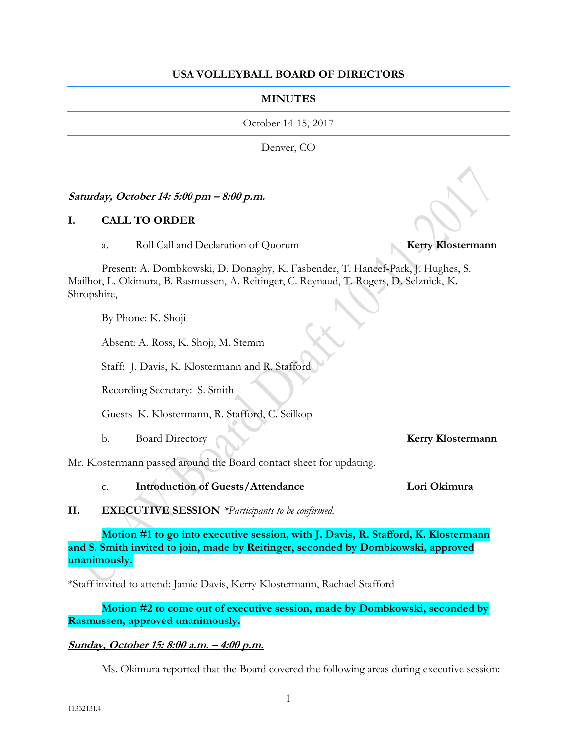**USA VOLLEYBALL BOARD OF DIRECTORS**

**MINUTES**

October 14-15, 2017

Denver, CO

***Saturday, October 14: 5:00 pm – 8:00 p.m.***

## I. CALL TO ORDER

a. Roll Call and Declaration of Quorum **Kerry Klostermann**

Present: A. Dombkowski, D. Donaghy, K. Fasbender, T. Haneef-Park, J. Hughes, S. Mailhot, L. Okimura, B. Rasmussen, A. Reitinger, C. Reynaud, T. Rogers, D. Selznick, K. Shropshire,

By Phone: K. Shoji

Absent: A. Ross, K. Shoji, M. Stemm

Staff: J. Davis, K. Klostermann and R. Stafford

Recording Secretary: S. Smith

Guests K. Klostermann, R. Stafford, C. Seilkop

b. Board Directory **Kerry Klostermann**

Mr. Klostermann passed around the Board contact sheet for updating.

c. **Introduction of Guests/Attendance** **Lori Okimura**

## II. EXECUTIVE SESSION *\*Participants to be confirmed.*

**Motion #1 to go into executive session, with J. Davis, R. Stafford, K. Klostermann and S. Smith invited to join, made by Reitinger, seconded by Dombkowski, approved unanimously.**

*Staff invited to attend: Jamie Davis, Kerry Klostermann, Rachael Stafford

**Motion #2 to come out of executive session, made by Dombkowski, seconded by Rasmussen, approved unanimously.**

***Sunday, October 15: 8:00 a.m. – 4:00 p.m.***

Ms. Okimura reported that the Board covered the following areas during executive session: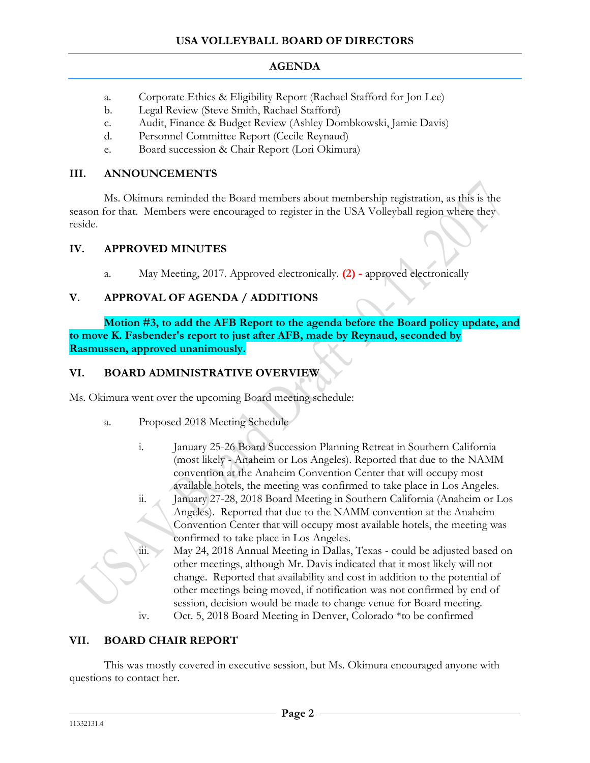a. Corporate Ethics & Eligibility Report (Rachael Stafford for Jon Lee)
b. Legal Review (Steve Smith, Rachael Stafford)
c. Audit, Finance & Budget Review (Ashley Dombkowski, Jamie Davis)
d. Personnel Committee Report (Cecile Reynaud)
e. Board succession & Chair Report (Lori Okimura)

## III. ANNOUNCEMENTS

Ms. Okimura reminded the Board members about membership registration, as this is the season for that. Members were encouraged to register in the USA Volleyball region where they reside.

## IV. APPROVED MINUTES

a. May Meeting, 2017. Approved electronically. **(2) -** approved electronically

## V. APPROVAL OF AGENDA / ADDITIONS

**Motion #3, to add the AFB Report to the agenda before the Board policy update, and to move K. Fasbender's report to just after AFB, made by Reynaud, seconded by Rasmussen, approved unanimously.**

## VI. BOARD ADMINISTRATIVE OVERVIEW

Ms. Okimura went over the upcoming Board meeting schedule:

a. Proposed 2018 Meeting Schedule

   i. January 25-26 Board Succession Planning Retreat in Southern California (most likely - Anaheim or Los Angeles). Reported that due to the NAMM convention at the Anaheim Convention Center that will occupy most available hotels, the meeting was confirmed to take place in Los Angeles.
   ii. January 27-28, 2018 Board Meeting in Southern California (Anaheim or Los Angeles). Reported that due to the NAMM convention at the Anaheim Convention Center that will occupy most available hotels, the meeting was confirmed to take place in Los Angeles.
   iii. May 24, 2018 Annual Meeting in Dallas, Texas - could be adjusted based on other meetings, although Mr. Davis indicated that it most likely will not change. Reported that availability and cost in addition to the potential of other meetings being moved, if notification was not confirmed by end of session, decision would be made to change venue for Board meeting.
   iv. Oct. 5, 2018 Board Meeting in Denver, Colorado *to be confirmed

## VII. BOARD CHAIR REPORT

This was mostly covered in executive session, but Ms. Okimura encouraged anyone with questions to contact her.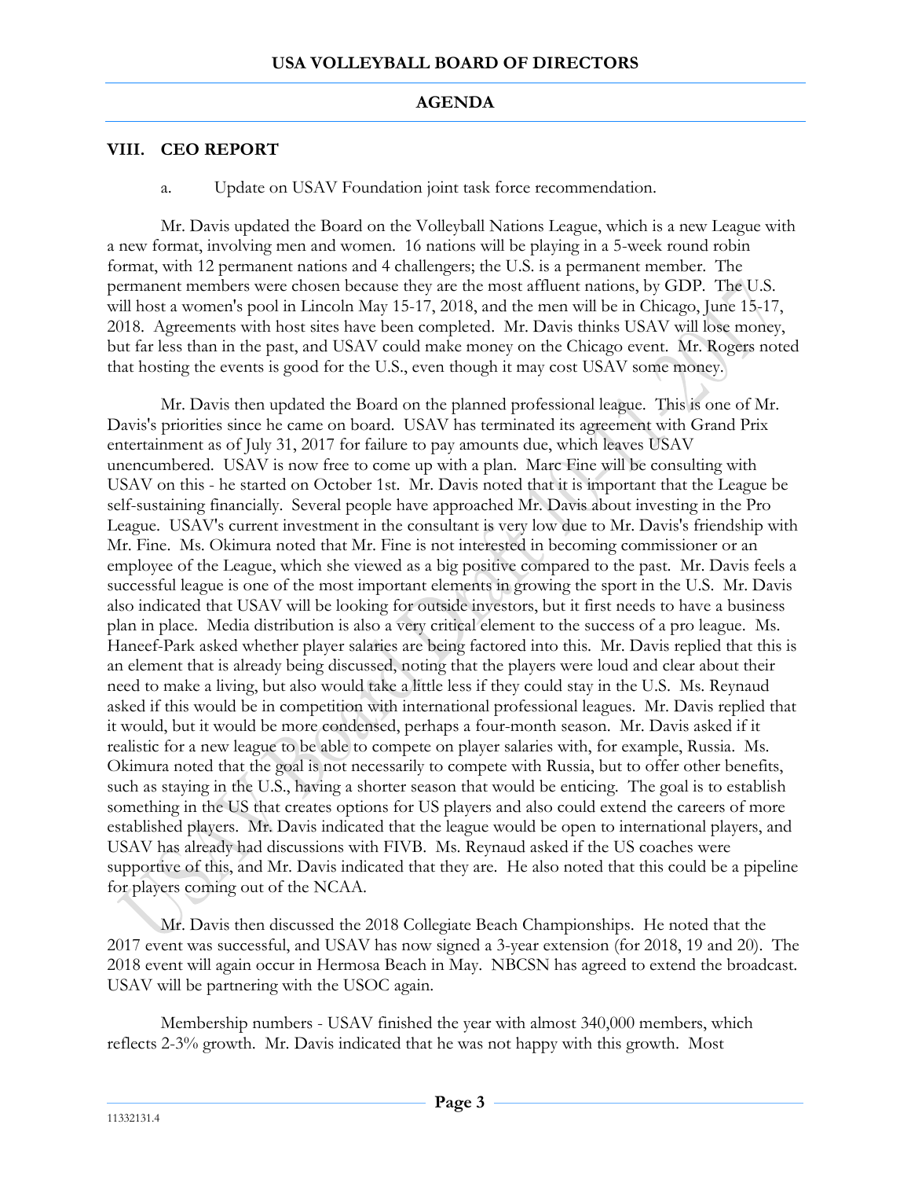## VIII. CEO REPORT

a. Update on USAV Foundation joint task force recommendation.

Mr. Davis updated the Board on the Volleyball Nations League, which is a new League with a new format, involving men and women. 16 nations will be playing in a 5-week round robin format, with 12 permanent nations and 4 challengers; the U.S. is a permanent member. The permanent members were chosen because they are the most affluent nations, by GDP. The U.S. will host a women's pool in Lincoln May 15-17, 2018, and the men will be in Chicago, June 15-17, 2018. Agreements with host sites have been completed. Mr. Davis thinks USAV will lose money, but far less than in the past, and USAV could make money on the Chicago event. Mr. Rogers noted that hosting the events is good for the U.S., even though it may cost USAV some money.

Mr. Davis then updated the Board on the planned professional league. This is one of Mr. Davis's priorities since he came on board. USAV has terminated its agreement with Grand Prix entertainment as of July 31, 2017 for failure to pay amounts due, which leaves USAV unencumbered. USAV is now free to come up with a plan. Marc Fine will be consulting with USAV on this - he started on October 1st. Mr. Davis noted that it is important that the League be self-sustaining financially. Several people have approached Mr. Davis about investing in the Pro League. USAV's current investment in the consultant is very low due to Mr. Davis's friendship with Mr. Fine. Ms. Okimura noted that Mr. Fine is not interested in becoming commissioner or an employee of the League, which she viewed as a big positive compared to the past. Mr. Davis feels a successful league is one of the most important elements in growing the sport in the U.S. Mr. Davis also indicated that USAV will be looking for outside investors, but it first needs to have a business plan in place. Media distribution is also a very critical element to the success of a pro league. Ms. Haneef-Park asked whether player salaries are being factored into this. Mr. Davis replied that this is an element that is already being discussed, noting that the players were loud and clear about their need to make a living, but also would take a little less if they could stay in the U.S. Ms. Reynaud asked if this would be in competition with international professional leagues. Mr. Davis replied that it would, but it would be more condensed, perhaps a four-month season. Mr. Davis asked if it realistic for a new league to be able to compete on player salaries with, for example, Russia. Ms. Okimura noted that the goal is not necessarily to compete with Russia, but to offer other benefits, such as staying in the U.S., having a shorter season that would be enticing. The goal is to establish something in the US that creates options for US players and also could extend the careers of more established players. Mr. Davis indicated that the league would be open to international players, and USAV has already had discussions with FIVB. Ms. Reynaud asked if the US coaches were supportive of this, and Mr. Davis indicated that they are. He also noted that this could be a pipeline for players coming out of the NCAA.

Mr. Davis then discussed the 2018 Collegiate Beach Championships. He noted that the 2017 event was successful, and USAV has now signed a 3-year extension (for 2018, 19 and 20). The 2018 event will again occur in Hermosa Beach in May. NBCSN has agreed to extend the broadcast. USAV will be partnering with the USOC again.

Membership numbers - USAV finished the year with almost 340,000 members, which reflects 2-3% growth. Mr. Davis indicated that he was not happy with this growth. Most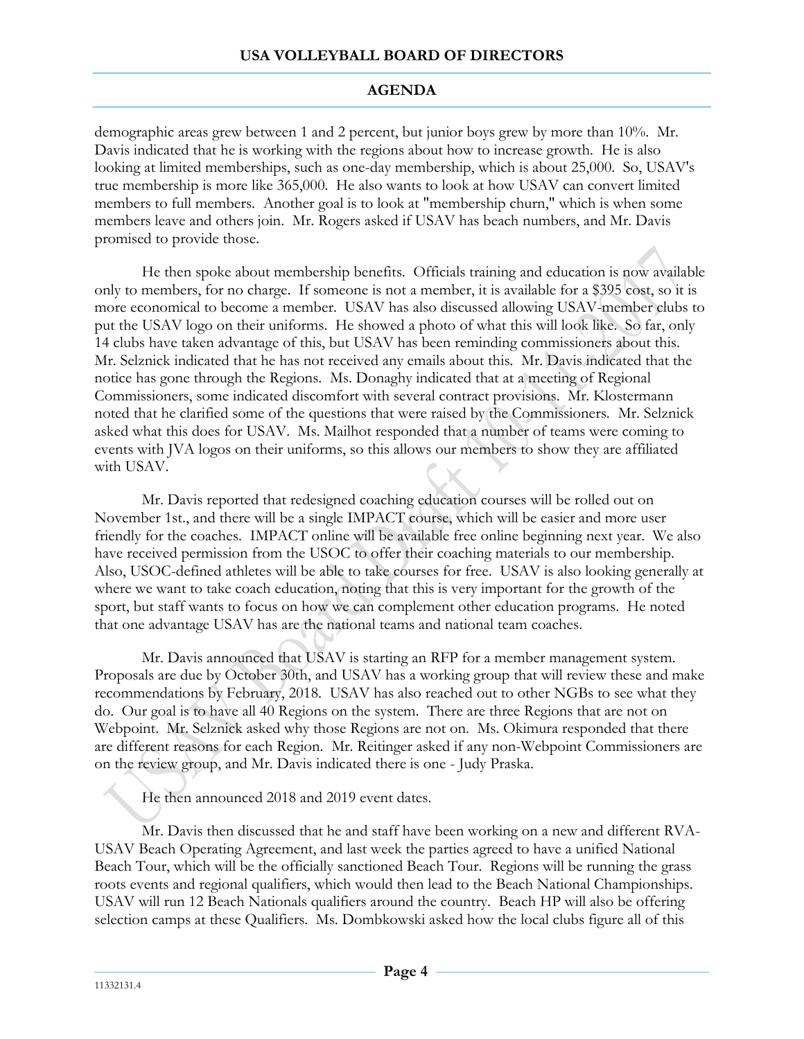demographic areas grew between 1 and 2 percent, but junior boys grew by more than 10%. Mr. Davis indicated that he is working with the regions about how to increase growth. He is also looking at limited memberships, such as one-day membership, which is about 25,000. So, USAV's true membership is more like 365,000. He also wants to look at how USAV can convert limited members to full members. Another goal is to look at "membership churn," which is when some members leave and others join. Mr. Rogers asked if USAV has beach numbers, and Mr. Davis promised to provide those.

He then spoke about membership benefits. Officials training and education is now available only to members, for no charge. If someone is not a member, it is available for a $395 cost, so it is more economical to become a member. USAV has also discussed allowing USAV-member clubs to put the USAV logo on their uniforms. He showed a photo of what this will look like. So far, only 14 clubs have taken advantage of this, but USAV has been reminding commissioners about this. Mr. Selznick indicated that he has not received any emails about this. Mr. Davis indicated that the notice has gone through the Regions. Ms. Donaghy indicated that at a meeting of Regional Commissioners, some indicated discomfort with several contract provisions. Mr. Klostermann noted that he clarified some of the questions that were raised by the Commissioners. Mr. Selznick asked what this does for USAV. Ms. Mailhot responded that a number of teams were coming to events with JVA logos on their uniforms, so this allows our members to show they are affiliated with USAV.

Mr. Davis reported that redesigned coaching education courses will be rolled out on November 1st., and there will be a single IMPACT course, which will be easier and more user friendly for the coaches. IMPACT online will be available free online beginning next year. We also have received permission from the USOC to offer their coaching materials to our membership. Also, USOC-defined athletes will be able to take courses for free. USAV is also looking generally at where we want to take coach education, noting that this is very important for the growth of the sport, but staff wants to focus on how we can complement other education programs. He noted that one advantage USAV has are the national teams and national team coaches.

Mr. Davis announced that USAV is starting an RFP for a member management system. Proposals are due by October 30th, and USAV has a working group that will review these and make recommendations by February, 2018. USAV has also reached out to other NGBs to see what they do. Our goal is to have all 40 Regions on the system. There are three Regions that are not on Webpoint. Mr. Selznick asked why those Regions are not on. Ms. Okimura responded that there are different reasons for each Region. Mr. Reitinger asked if any non-Webpoint Commissioners are on the review group, and Mr. Davis indicated there is one - Judy Praska.

He then announced 2018 and 2019 event dates.

Mr. Davis then discussed that he and staff have been working on a new and different RVA-USAV Beach Operating Agreement, and last week the parties agreed to have a unified National Beach Tour, which will be the officially sanctioned Beach Tour. Regions will be running the grass roots events and regional qualifiers, which would then lead to the Beach National Championships. USAV will run 12 Beach Nationals qualifiers around the country. Beach HP will also be offering selection camps at these Qualifiers. Ms. Dombkowski asked how the local clubs figure all of this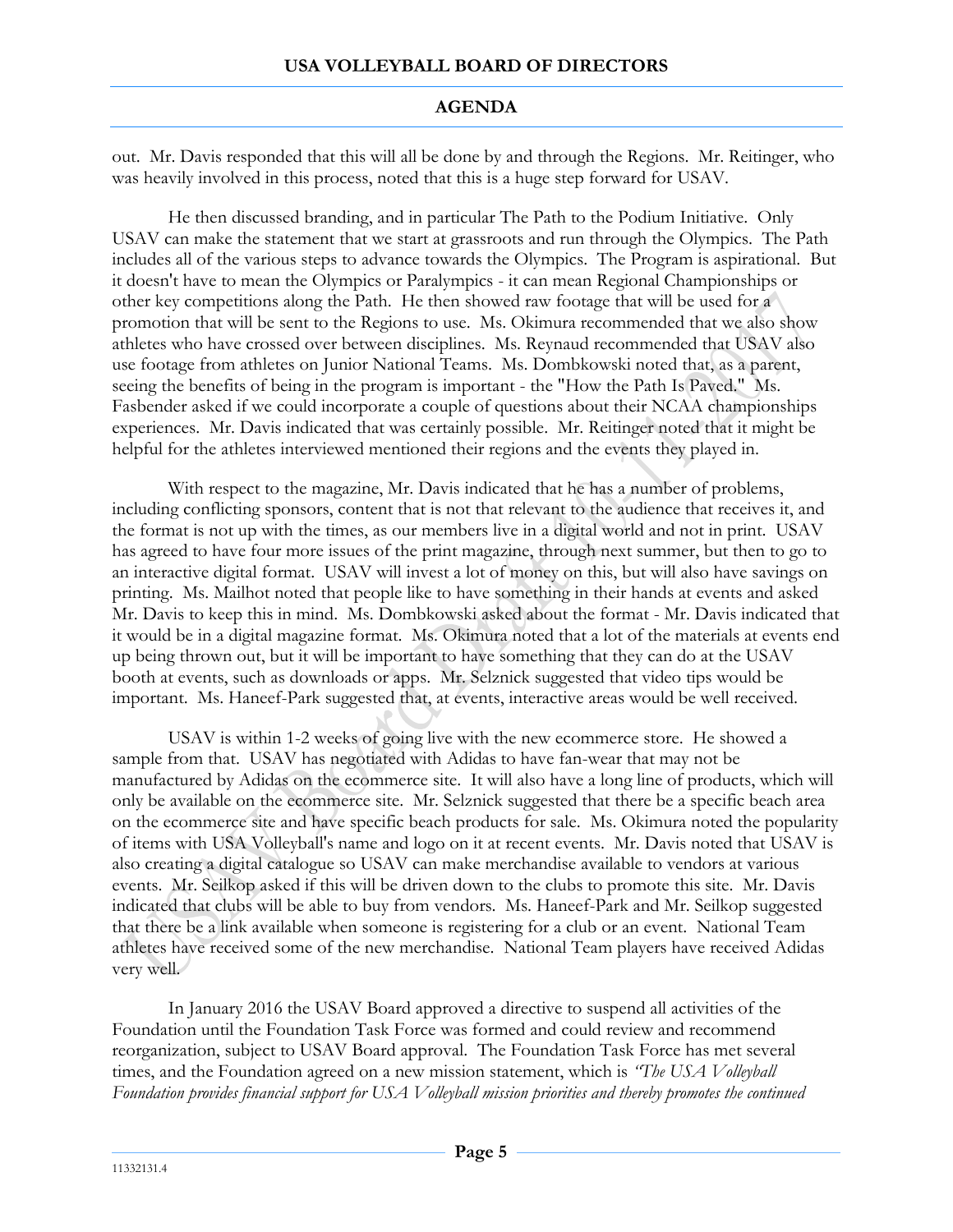out. Mr. Davis responded that this will all be done by and through the Regions. Mr. Reitinger, who was heavily involved in this process, noted that this is a huge step forward for USAV.

He then discussed branding, and in particular The Path to the Podium Initiative. Only USAV can make the statement that we start at grassroots and run through the Olympics. The Path includes all of the various steps to advance towards the Olympics. The Program is aspirational. But it doesn't have to mean the Olympics or Paralympics - it can mean Regional Championships or other key competitions along the Path. He then showed raw footage that will be used for a promotion that will be sent to the Regions to use. Ms. Okimura recommended that we also show athletes who have crossed over between disciplines. Ms. Reynaud recommended that USAV also use footage from athletes on Junior National Teams. Ms. Dombkowski noted that, as a parent, seeing the benefits of being in the program is important - the "How the Path Is Paved." Ms. Fasbender asked if we could incorporate a couple of questions about their NCAA championships experiences. Mr. Davis indicated that was certainly possible. Mr. Reitinger noted that it might be helpful for the athletes interviewed mentioned their regions and the events they played in.

With respect to the magazine, Mr. Davis indicated that he has a number of problems, including conflicting sponsors, content that is not that relevant to the audience that receives it, and the format is not up with the times, as our members live in a digital world and not in print. USAV has agreed to have four more issues of the print magazine, through next summer, but then to go to an interactive digital format. USAV will invest a lot of money on this, but will also have savings on printing. Ms. Mailhot noted that people like to have something in their hands at events and asked Mr. Davis to keep this in mind. Ms. Dombkowski asked about the format - Mr. Davis indicated that it would be in a digital magazine format. Ms. Okimura noted that a lot of the materials at events end up being thrown out, but it will be important to have something that they can do at the USAV booth at events, such as downloads or apps. Mr. Selznick suggested that video tips would be important. Ms. Haneef-Park suggested that, at events, interactive areas would be well received.

USAV is within 1-2 weeks of going live with the new ecommerce store. He showed a sample from that. USAV has negotiated with Adidas to have fan-wear that may not be manufactured by Adidas on the ecommerce site. It will also have a long line of products, which will only be available on the ecommerce site. Mr. Selznick suggested that there be a specific beach area on the ecommerce site and have specific beach products for sale. Ms. Okimura noted the popularity of items with USA Volleyball's name and logo on it at recent events. Mr. Davis noted that USAV is also creating a digital catalogue so USAV can make merchandise available to vendors at various events. Mr. Seilkop asked if this will be driven down to the clubs to promote this site. Mr. Davis indicated that clubs will be able to buy from vendors. Ms. Haneef-Park and Mr. Seilkop suggested that there be a link available when someone is registering for a club or an event. National Team athletes have received some of the new merchandise. National Team players have received Adidas very well.

In January 2016 the USAV Board approved a directive to suspend all activities of the Foundation until the Foundation Task Force was formed and could review and recommend reorganization, subject to USAV Board approval. The Foundation Task Force has met several times, and the Foundation agreed on a new mission statement, which is *"The USA Volleyball Foundation provides financial support for USA Volleyball mission priorities and thereby promotes the continued*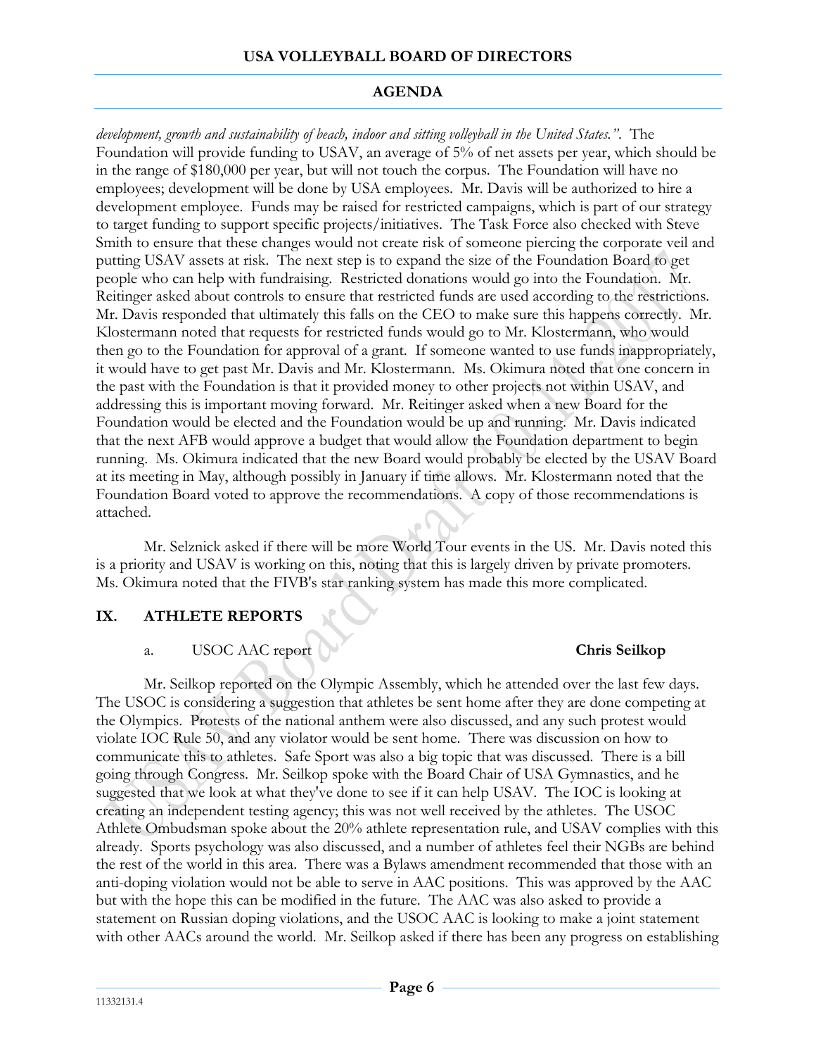*development, growth and sustainability of beach, indoor and sitting volleyball in the United States.".* The Foundation will provide funding to USAV, an average of 5% of net assets per year, which should be in the range of $180,000 per year, but will not touch the corpus. The Foundation will have no employees; development will be done by USA employees. Mr. Davis will be authorized to hire a development employee. Funds may be raised for restricted campaigns, which is part of our strategy to target funding to support specific projects/initiatives. The Task Force also checked with Steve Smith to ensure that these changes would not create risk of someone piercing the corporate veil and putting USAV assets at risk. The next step is to expand the size of the Foundation Board to get people who can help with fundraising. Restricted donations would go into the Foundation. Mr. Reitinger asked about controls to ensure that restricted funds are used according to the restrictions. Mr. Davis responded that ultimately this falls on the CEO to make sure this happens correctly. Mr. Klostermann noted that requests for restricted funds would go to Mr. Klostermann, who would then go to the Foundation for approval of a grant. If someone wanted to use funds inappropriately, it would have to get past Mr. Davis and Mr. Klostermann. Ms. Okimura noted that one concern in the past with the Foundation is that it provided money to other projects not within USAV, and addressing this is important moving forward. Mr. Reitinger asked when a new Board for the Foundation would be elected and the Foundation would be up and running. Mr. Davis indicated that the next AFB would approve a budget that would allow the Foundation department to begin running. Ms. Okimura indicated that the new Board would probably be elected by the USAV Board at its meeting in May, although possibly in January if time allows. Mr. Klostermann noted that the Foundation Board voted to approve the recommendations. A copy of those recommendations is attached.

Mr. Selznick asked if there will be more World Tour events in the US. Mr. Davis noted this is a priority and USAV is working on this, noting that this is largely driven by private promoters. Ms. Okimura noted that the FIVB's star ranking system has made this more complicated.

## IX. ATHLETE REPORTS

a. USOC AAC report **Chris Seilkop**

Mr. Seilkop reported on the Olympic Assembly, which he attended over the last few days. The USOC is considering a suggestion that athletes be sent home after they are done competing at the Olympics. Protests of the national anthem were also discussed, and any such protest would violate IOC Rule 50, and any violator would be sent home. There was discussion on how to communicate this to athletes. Safe Sport was also a big topic that was discussed. There is a bill going through Congress. Mr. Seilkop spoke with the Board Chair of USA Gymnastics, and he suggested that we look at what they've done to see if it can help USAV. The IOC is looking at creating an independent testing agency; this was not well received by the athletes. The USOC Athlete Ombudsman spoke about the 20% athlete representation rule, and USAV complies with this already. Sports psychology was also discussed, and a number of athletes feel their NGBs are behind the rest of the world in this area. There was a Bylaws amendment recommended that those with an anti-doping violation would not be able to serve in AAC positions. This was approved by the AAC but with the hope this can be modified in the future. The AAC was also asked to provide a statement on Russian doping violations, and the USOC AAC is looking to make a joint statement with other AACs around the world. Mr. Seilkop asked if there has been any progress on establishing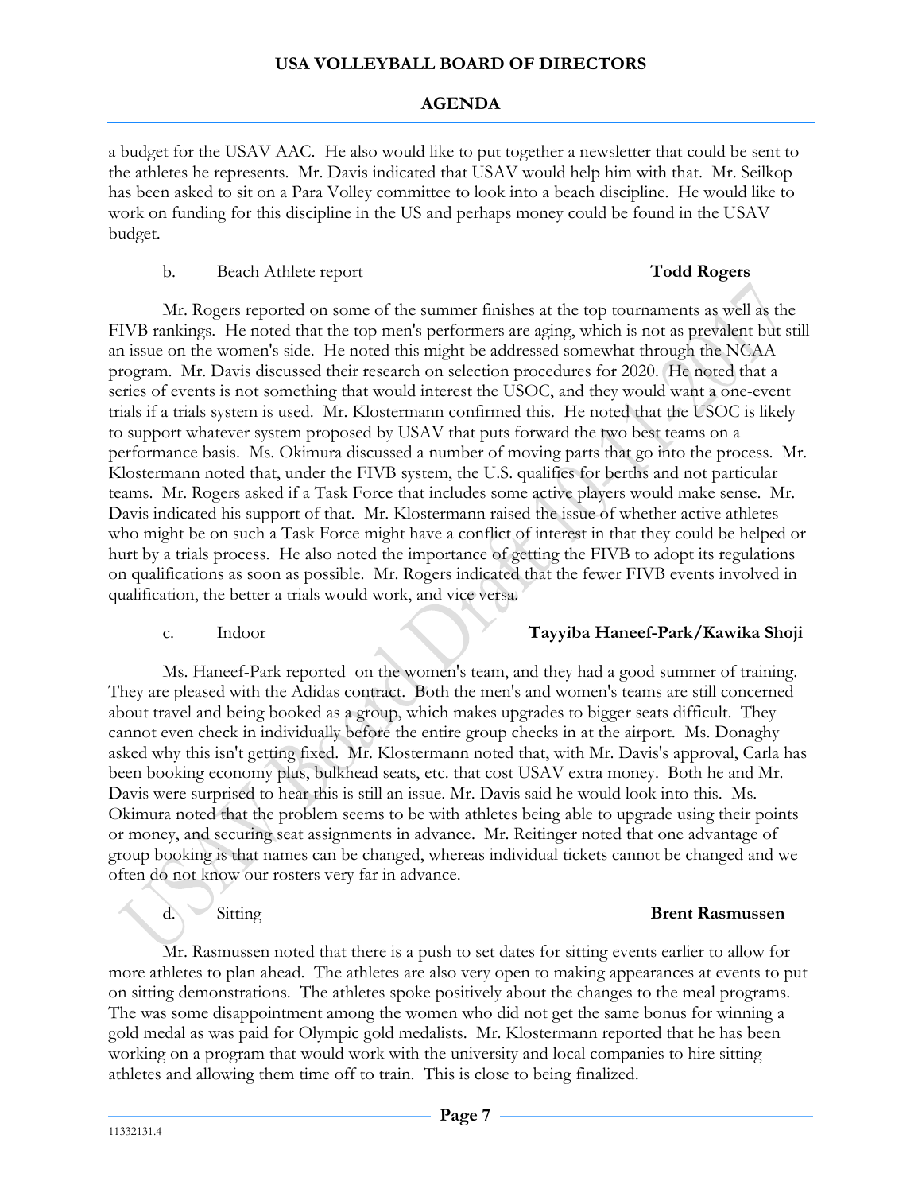a budget for the USAV AAC. He also would like to put together a newsletter that could be sent to the athletes he represents. Mr. Davis indicated that USAV would help him with that. Mr. Seilkop has been asked to sit on a Para Volley committee to look into a beach discipline. He would like to work on funding for this discipline in the US and perhaps money could be found in the USAV budget.

b. Beach Athlete report **Todd Rogers**

Mr. Rogers reported on some of the summer finishes at the top tournaments as well as the FIVB rankings. He noted that the top men's performers are aging, which is not as prevalent but still an issue on the women's side. He noted this might be addressed somewhat through the NCAA program. Mr. Davis discussed their research on selection procedures for 2020. He noted that a series of events is not something that would interest the USOC, and they would want a one-event trials if a trials system is used. Mr. Klostermann confirmed this. He noted that the USOC is likely to support whatever system proposed by USAV that puts forward the two best teams on a performance basis. Ms. Okimura discussed a number of moving parts that go into the process. Mr. Klostermann noted that, under the FIVB system, the U.S. qualifies for berths and not particular teams. Mr. Rogers asked if a Task Force that includes some active players would make sense. Mr. Davis indicated his support of that. Mr. Klostermann raised the issue of whether active athletes who might be on such a Task Force might have a conflict of interest in that they could be helped or hurt by a trials process. He also noted the importance of getting the FIVB to adopt its regulations on qualifications as soon as possible. Mr. Rogers indicated that the fewer FIVB events involved in qualification, the better a trials would work, and vice versa.

c. Indoor **Tayyiba Haneef-Park/Kawika Shoji**

Ms. Haneef-Park reported on the women's team, and they had a good summer of training. They are pleased with the Adidas contract. Both the men's and women's teams are still concerned about travel and being booked as a group, which makes upgrades to bigger seats difficult. They cannot even check in individually before the entire group checks in at the airport. Ms. Donaghy asked why this isn't getting fixed. Mr. Klostermann noted that, with Mr. Davis's approval, Carla has been booking economy plus, bulkhead seats, etc. that cost USAV extra money. Both he and Mr. Davis were surprised to hear this is still an issue. Mr. Davis said he would look into this. Ms. Okimura noted that the problem seems to be with athletes being able to upgrade using their points or money, and securing seat assignments in advance. Mr. Reitinger noted that one advantage of group booking is that names can be changed, whereas individual tickets cannot be changed and we often do not know our rosters very far in advance.

d. Sitting **Brent Rasmussen**

Mr. Rasmussen noted that there is a push to set dates for sitting events earlier to allow for more athletes to plan ahead. The athletes are also very open to making appearances at events to put on sitting demonstrations. The athletes spoke positively about the changes to the meal programs. The was some disappointment among the women who did not get the same bonus for winning a gold medal as was paid for Olympic gold medalists. Mr. Klostermann reported that he has been working on a program that would work with the university and local companies to hire sitting athletes and allowing them time off to train. This is close to being finalized.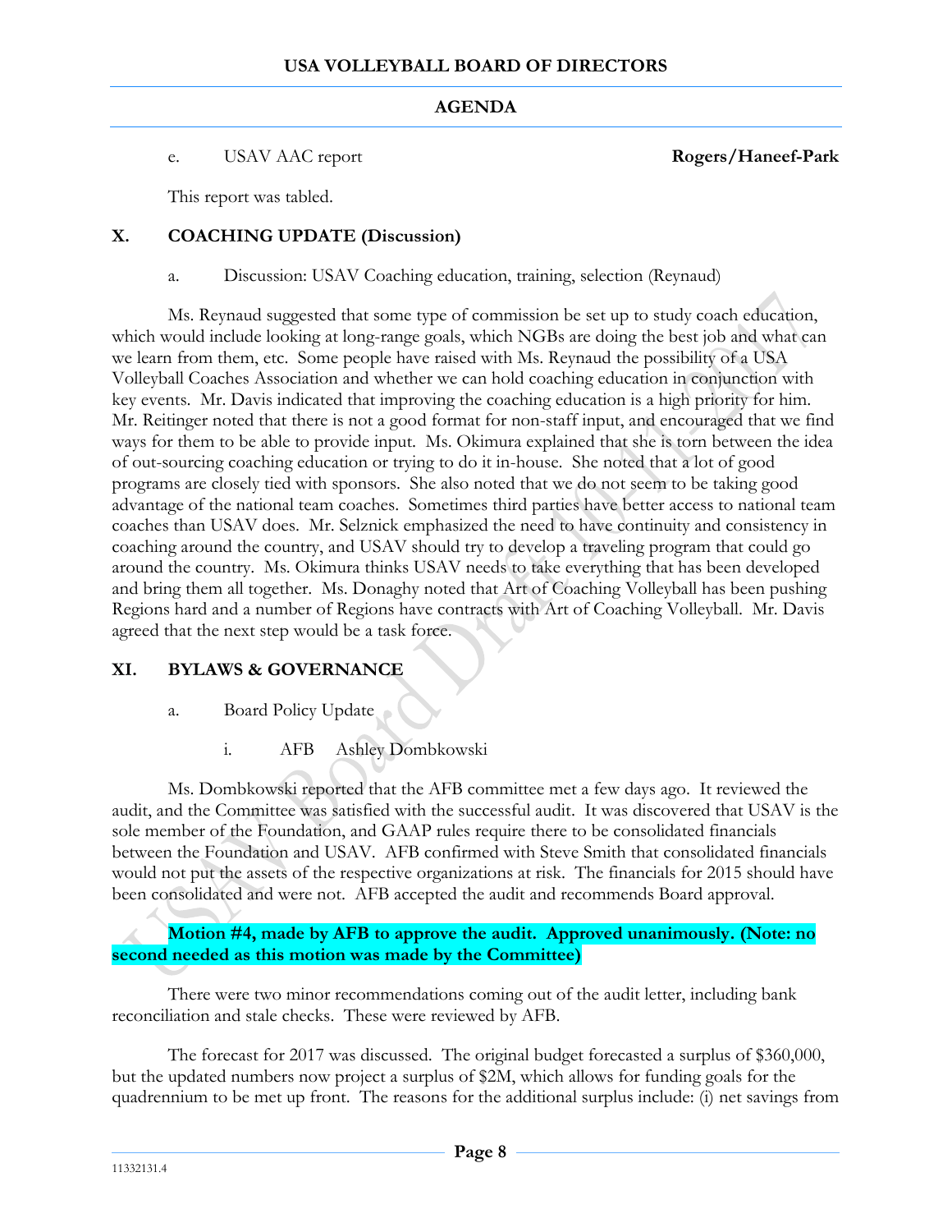e. USAV AAC report **Rogers/Haneef-Park**

This report was tabled.

## X. COACHING UPDATE (Discussion)

a. Discussion: USAV Coaching education, training, selection (Reynaud)

Ms. Reynaud suggested that some type of commission be set up to study coach education, which would include looking at long-range goals, which NGBs are doing the best job and what can we learn from them, etc. Some people have raised with Ms. Reynaud the possibility of a USA Volleyball Coaches Association and whether we can hold coaching education in conjunction with key events. Mr. Davis indicated that improving the coaching education is a high priority for him. Mr. Reitinger noted that there is not a good format for non-staff input, and encouraged that we find ways for them to be able to provide input. Ms. Okimura explained that she is torn between the idea of out-sourcing coaching education or trying to do it in-house. She noted that a lot of good programs are closely tied with sponsors. She also noted that we do not seem to be taking good advantage of the national team coaches. Sometimes third parties have better access to national team coaches than USAV does. Mr. Selznick emphasized the need to have continuity and consistency in coaching around the country, and USAV should try to develop a traveling program that could go around the country. Ms. Okimura thinks USAV needs to take everything that has been developed and bring them all together. Ms. Donaghy noted that Art of Coaching Volleyball has been pushing Regions hard and a number of Regions have contracts with Art of Coaching Volleyball. Mr. Davis agreed that the next step would be a task force.

## XI. BYLAWS & GOVERNANCE

a. Board Policy Update

i. AFB Ashley Dombkowski

Ms. Dombkowski reported that the AFB committee met a few days ago. It reviewed the audit, and the Committee was satisfied with the successful audit. It was discovered that USAV is the sole member of the Foundation, and GAAP rules require there to be consolidated financials between the Foundation and USAV. AFB confirmed with Steve Smith that consolidated financials would not put the assets of the respective organizations at risk. The financials for 2015 should have been consolidated and were not. AFB accepted the audit and recommends Board approval.

**Motion #4, made by AFB to approve the audit. Approved unanimously. (Note: no second needed as this motion was made by the Committee)**

There were two minor recommendations coming out of the audit letter, including bank reconciliation and stale checks. These were reviewed by AFB.

The forecast for 2017 was discussed. The original budget forecasted a surplus of $360,000, but the updated numbers now project a surplus of $2M, which allows for funding goals for the quadrennium to be met up front. The reasons for the additional surplus include: (i) net savings from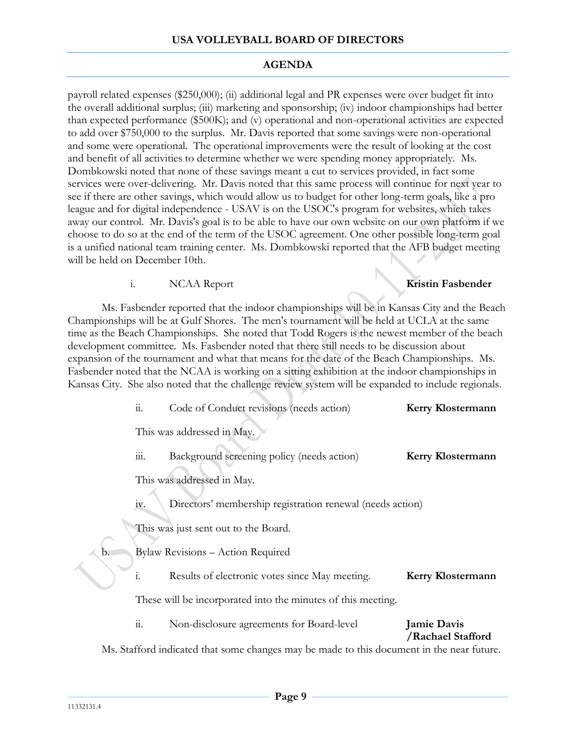payroll related expenses ($250,000); (ii) additional legal and PR expenses were over budget fit into the overall additional surplus; (iii) marketing and sponsorship; (iv) indoor championships had better than expected performance ($500K); and (v) operational and non-operational activities are expected to add over $750,000 to the surplus. Mr. Davis reported that some savings were non-operational and some were operational. The operational improvements were the result of looking at the cost and benefit of all activities to determine whether we were spending money appropriately. Ms. Dombkowski noted that none of these savings meant a cut to services provided, in fact some services were over-delivering. Mr. Davis noted that this same process will continue for next year to see if there are other savings, which would allow us to budget for other long-term goals, like a pro league and for digital independence - USAV is on the USOC's program for websites, which takes away our control. Mr. Davis's goal is to be able to have our own website on our own platform if we choose to do so at the end of the term of the USOC agreement. One other possible long-term goal is a unified national team training center. Ms. Dombkowski reported that the AFB budget meeting will be held on December 10th.

i. NCAA Report **Kristin Fasbender**

Ms. Fasbender reported that the indoor championships will be in Kansas City and the Beach Championships will be at Gulf Shores. The men's tournament will be held at UCLA at the same time as the Beach Championships. She noted that Todd Rogers is the newest member of the beach development committee. Ms. Fasbender noted that there still needs to be discussion about expansion of the tournament and what that means for the date of the Beach Championships. Ms. Fasbender noted that the NCAA is working on a sitting exhibition at the indoor championships in Kansas City. She also noted that the challenge review system will be expanded to include regionals.

ii. Code of Conduct revisions (needs action) **Kerry Klostermann**

This was addressed in May.

iii. Background screening policy (needs action) **Kerry Klostermann**

This was addressed in May.

iv. Directors' membership registration renewal (needs action)

This was just sent out to the Board.

b. Bylaw Revisions – Action Required

i. Results of electronic votes since May meeting. **Kerry Klostermann**

These will be incorporated into the minutes of this meeting.

ii. Non-disclosure agreements for Board-level **Jamie Davis /Rachael Stafford**

Ms. Stafford indicated that some changes may be made to this document in the near future.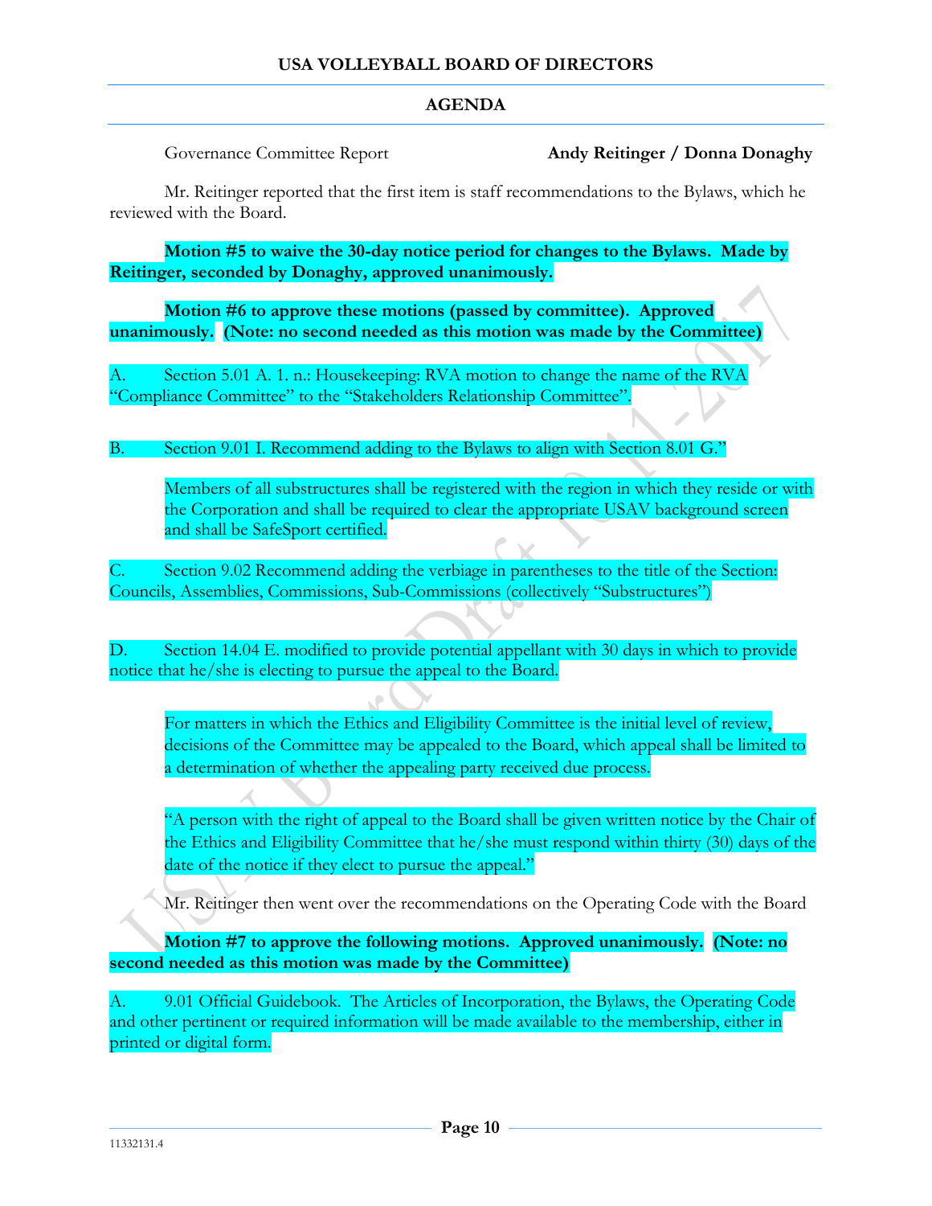Governance Committee Report **Andy Reitinger / Donna Donaghy**

Mr. Reitinger reported that the first item is staff recommendations to the Bylaws, which he reviewed with the Board.

**Motion #5 to waive the 30-day notice period for changes to the Bylaws. Made by Reitinger, seconded by Donaghy, approved unanimously.**

**Motion #6 to approve these motions (passed by committee). Approved unanimously. (Note: no second needed as this motion was made by the Committee)**

A. Section 5.01 A. 1. n.: Housekeeping: RVA motion to change the name of the RVA "Compliance Committee" to the "Stakeholders Relationship Committee".

B. Section 9.01 I. Recommend adding to the Bylaws to align with Section 8.01 G."

> Members of all substructures shall be registered with the region in which they reside or with the Corporation and shall be required to clear the appropriate USAV background screen and shall be SafeSport certified.

C. Section 9.02 Recommend adding the verbiage in parentheses to the title of the Section: Councils, Assemblies, Commissions, Sub-Commissions (collectively "Substructures")

D. Section 14.04 E. modified to provide potential appellant with 30 days in which to provide notice that he/she is electing to pursue the appeal to the Board.

> For matters in which the Ethics and Eligibility Committee is the initial level of review, decisions of the Committee may be appealed to the Board, which appeal shall be limited to a determination of whether the appealing party received due process.
>
> "A person with the right of appeal to the Board shall be given written notice by the Chair of the Ethics and Eligibility Committee that he/she must respond within thirty (30) days of the date of the notice if they elect to pursue the appeal."

Mr. Reitinger then went over the recommendations on the Operating Code with the Board

**Motion #7 to approve the following motions. Approved unanimously. (Note: no second needed as this motion was made by the Committee)**

A. 9.01 Official Guidebook. The Articles of Incorporation, the Bylaws, the Operating Code and other pertinent or required information will be made available to the membership, either in printed or digital form.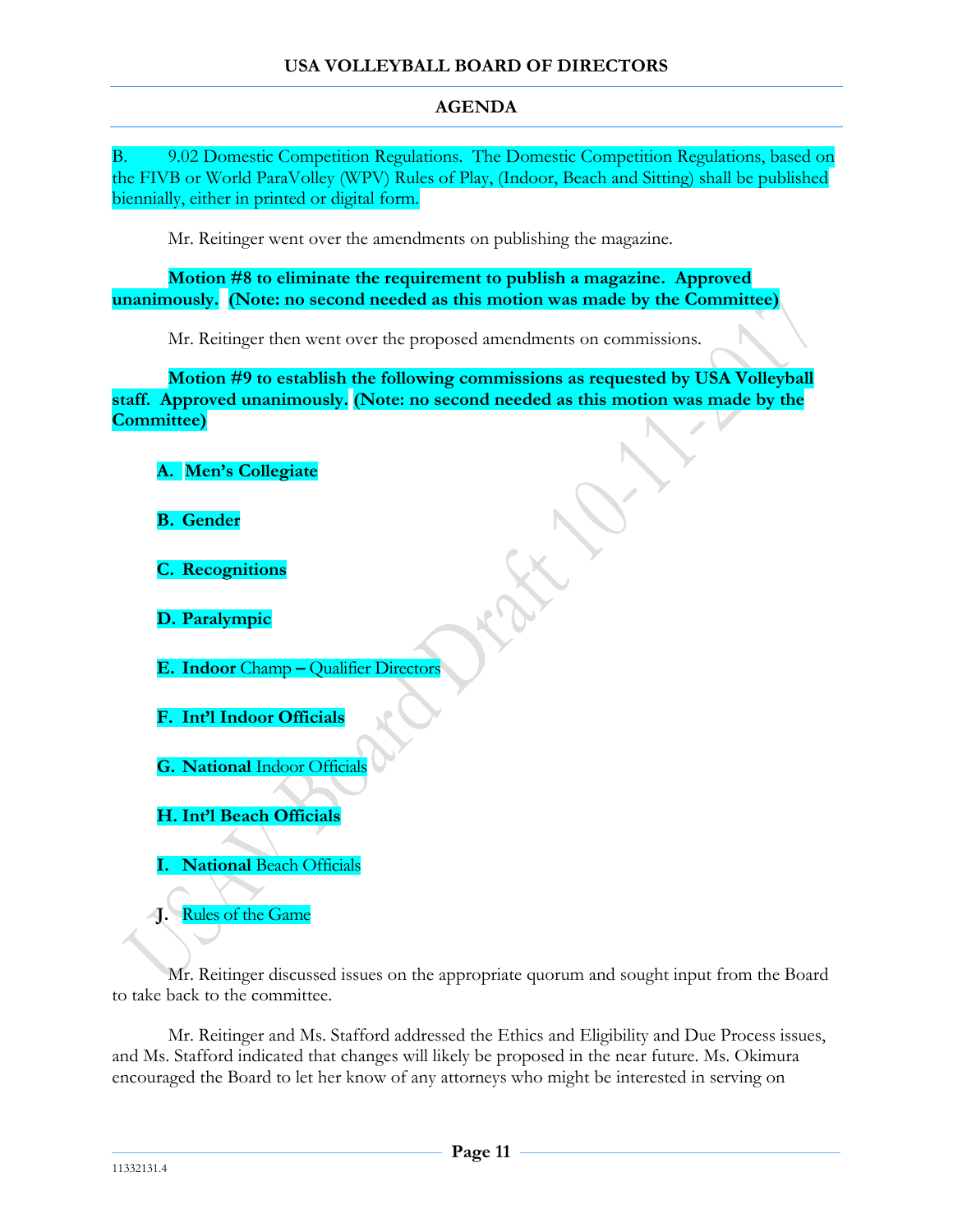B. 9.02 Domestic Competition Regulations. The Domestic Competition Regulations, based on the FIVB or World ParaVolley (WPV) Rules of Play, (Indoor, Beach and Sitting) shall be published biennially, either in printed or digital form.

Mr. Reitinger went over the amendments on publishing the magazine.

**Motion #8 to eliminate the requirement to publish a magazine. Approved unanimously. (Note: no second needed as this motion was made by the Committee)**

Mr. Reitinger then went over the proposed amendments on commissions.

**Motion #9 to establish the following commissions as requested by USA Volleyball staff. Approved unanimously. (Note: no second needed as this motion was made by the Committee)**

**A. Men's Collegiate**

**B. Gender**

**C. Recognitions**

**D. Paralympic**

**E. Indoor** Champ **–** Qualifier Directors

**F. Int'l Indoor Officials**

**G. National** Indoor Officials

**H. Int'l Beach Officials**

**I. National** Beach Officials

**J.** Rules of the Game

Mr. Reitinger discussed issues on the appropriate quorum and sought input from the Board to take back to the committee.

Mr. Reitinger and Ms. Stafford addressed the Ethics and Eligibility and Due Process issues, and Ms. Stafford indicated that changes will likely be proposed in the near future. Ms. Okimura encouraged the Board to let her know of any attorneys who might be interested in serving on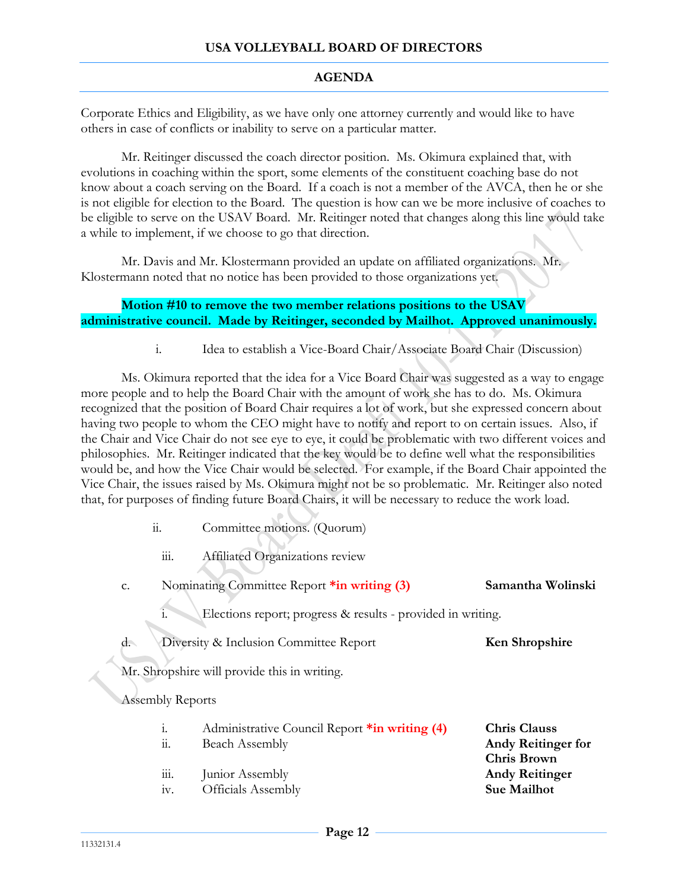Corporate Ethics and Eligibility, as we have only one attorney currently and would like to have others in case of conflicts or inability to serve on a particular matter.

Mr. Reitinger discussed the coach director position. Ms. Okimura explained that, with evolutions in coaching within the sport, some elements of the constituent coaching base do not know about a coach serving on the Board. If a coach is not a member of the AVCA, then he or she is not eligible for election to the Board. The question is how can we be more inclusive of coaches to be eligible to serve on the USAV Board. Mr. Reitinger noted that changes along this line would take a while to implement, if we choose to go that direction.

Mr. Davis and Mr. Klostermann provided an update on affiliated organizations. Mr. Klostermann noted that no notice has been provided to those organizations yet.

**Motion #10 to remove the two member relations positions to the USAV administrative council. Made by Reitinger, seconded by Mailhot. Approved unanimously.**

i. Idea to establish a Vice-Board Chair/Associate Board Chair (Discussion)

Ms. Okimura reported that the idea for a Vice Board Chair was suggested as a way to engage more people and to help the Board Chair with the amount of work she has to do. Ms. Okimura recognized that the position of Board Chair requires a lot of work, but she expressed concern about having two people to whom the CEO might have to notify and report to on certain issues. Also, if the Chair and Vice Chair do not see eye to eye, it could be problematic with two different voices and philosophies. Mr. Reitinger indicated that the key would be to define well what the responsibilities would be, and how the Vice Chair would be selected. For example, if the Board Chair appointed the Vice Chair, the issues raised by Ms. Okimura might not be so problematic. Mr. Reitinger also noted that, for purposes of finding future Board Chairs, it will be necessary to reduce the work load.

ii. Committee motions. (Quorum)

iii. Affiliated Organizations review

c. Nominating Committee Report ***in writing (3)** — **Samantha Wolinski**

i. Elections report; progress & results - provided in writing.

d. Diversity & Inclusion Committee Report — **Ken Shropshire**

Mr. Shropshire will provide this in writing.

Assembly Reports

| | | |
|---|---|---|
| i. | Administrative Council Report ***in writing (4)** | **Chris Clauss** |
| ii. | Beach Assembly | **Andy Reitinger for Chris Brown** |
| iii. | Junior Assembly | **Andy Reitinger** |
| iv. | Officials Assembly | **Sue Mailhot** |

11332131.4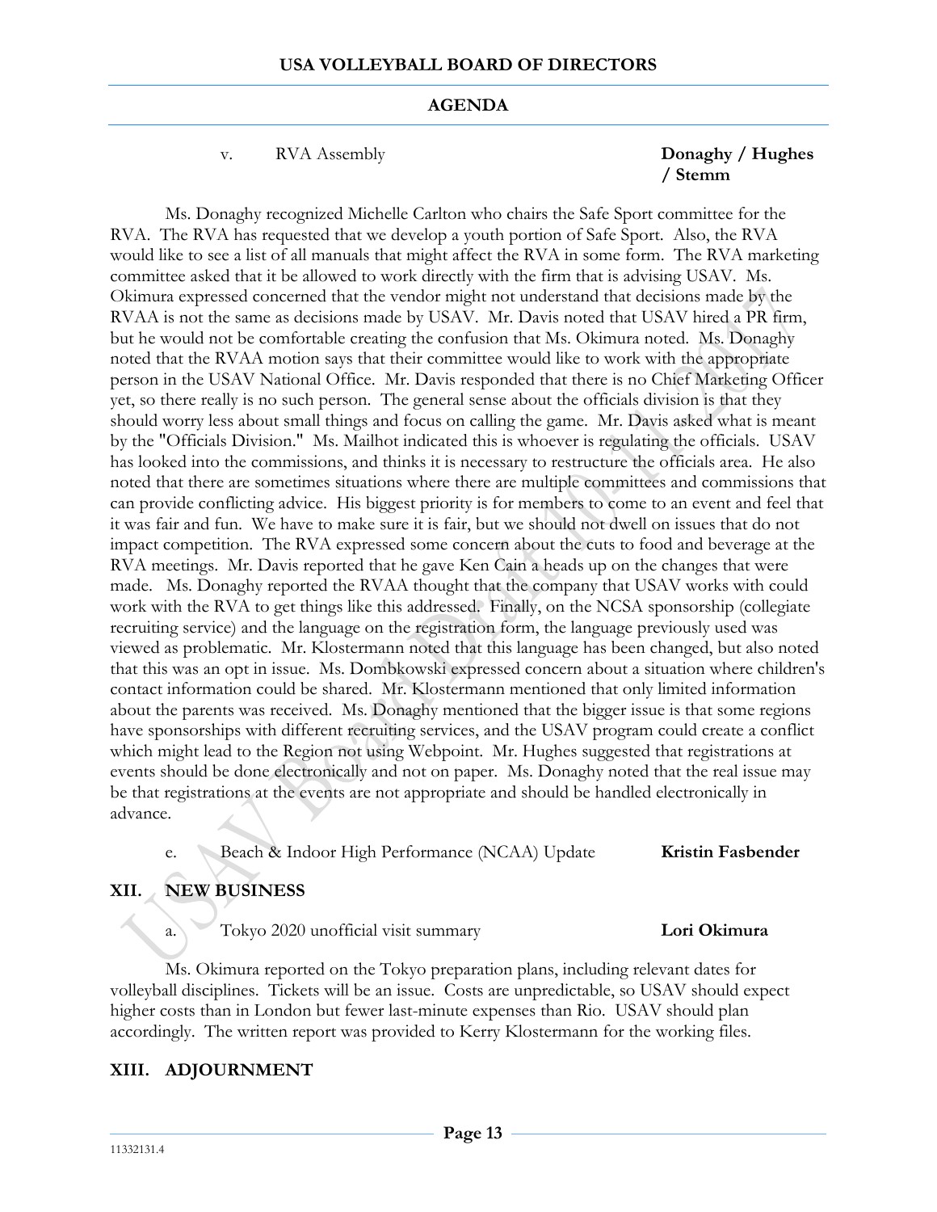v. RVA Assembly **Donaghy / Hughes / Stemm**

Ms. Donaghy recognized Michelle Carlton who chairs the Safe Sport committee for the RVA. The RVA has requested that we develop a youth portion of Safe Sport. Also, the RVA would like to see a list of all manuals that might affect the RVA in some form. The RVA marketing committee asked that it be allowed to work directly with the firm that is advising USAV. Ms. Okimura expressed concerned that the vendor might not understand that decisions made by the RVAA is not the same as decisions made by USAV. Mr. Davis noted that USAV hired a PR firm, but he would not be comfortable creating the confusion that Ms. Okimura noted. Ms. Donaghy noted that the RVAA motion says that their committee would like to work with the appropriate person in the USAV National Office. Mr. Davis responded that there is no Chief Marketing Officer yet, so there really is no such person. The general sense about the officials division is that they should worry less about small things and focus on calling the game. Mr. Davis asked what is meant by the "Officials Division." Ms. Mailhot indicated this is whoever is regulating the officials. USAV has looked into the commissions, and thinks it is necessary to restructure the officials area. He also noted that there are sometimes situations where there are multiple committees and commissions that can provide conflicting advice. His biggest priority is for members to come to an event and feel that it was fair and fun. We have to make sure it is fair, but we should not dwell on issues that do not impact competition. The RVA expressed some concern about the cuts to food and beverage at the RVA meetings. Mr. Davis reported that he gave Ken Cain a heads up on the changes that were made. Ms. Donaghy reported the RVAA thought that the company that USAV works with could work with the RVA to get things like this addressed. Finally, on the NCSA sponsorship (collegiate recruiting service) and the language on the registration form, the language previously used was viewed as problematic. Mr. Klostermann noted that this language has been changed, but also noted that this was an opt in issue. Ms. Dombkowski expressed concern about a situation where children's contact information could be shared. Mr. Klostermann mentioned that only limited information about the parents was received. Ms. Donaghy mentioned that the bigger issue is that some regions have sponsorships with different recruiting services, and the USAV program could create a conflict which might lead to the Region not using Webpoint. Mr. Hughes suggested that registrations at events should be done electronically and not on paper. Ms. Donaghy noted that the real issue may be that registrations at the events are not appropriate and should be handled electronically in advance.

e. Beach & Indoor High Performance (NCAA) Update **Kristin Fasbender**

## XII. NEW BUSINESS

a. Tokyo 2020 unofficial visit summary **Lori Okimura**

Ms. Okimura reported on the Tokyo preparation plans, including relevant dates for volleyball disciplines. Tickets will be an issue. Costs are unpredictable, so USAV should expect higher costs than in London but fewer last-minute expenses than Rio. USAV should plan accordingly. The written report was provided to Kerry Klostermann for the working files.

## XIII. ADJOURNMENT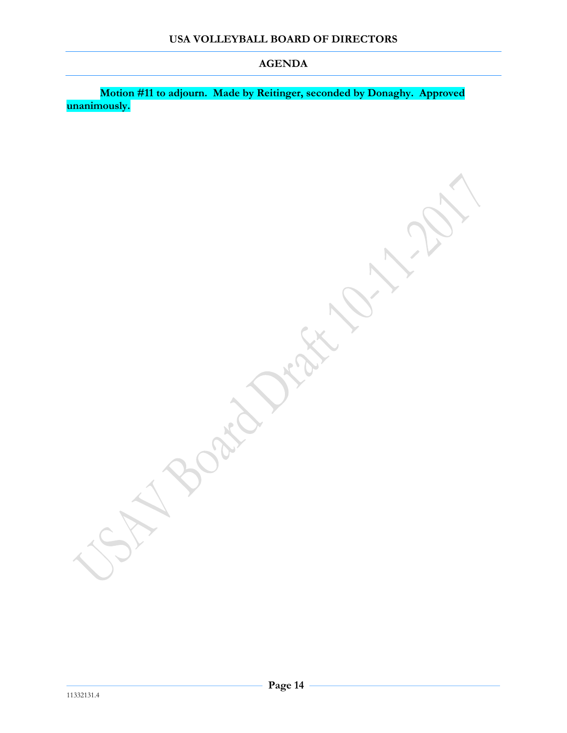**Motion #11 to adjourn. Made by Reitinger, seconded by Donaghy. Approved unanimously.**